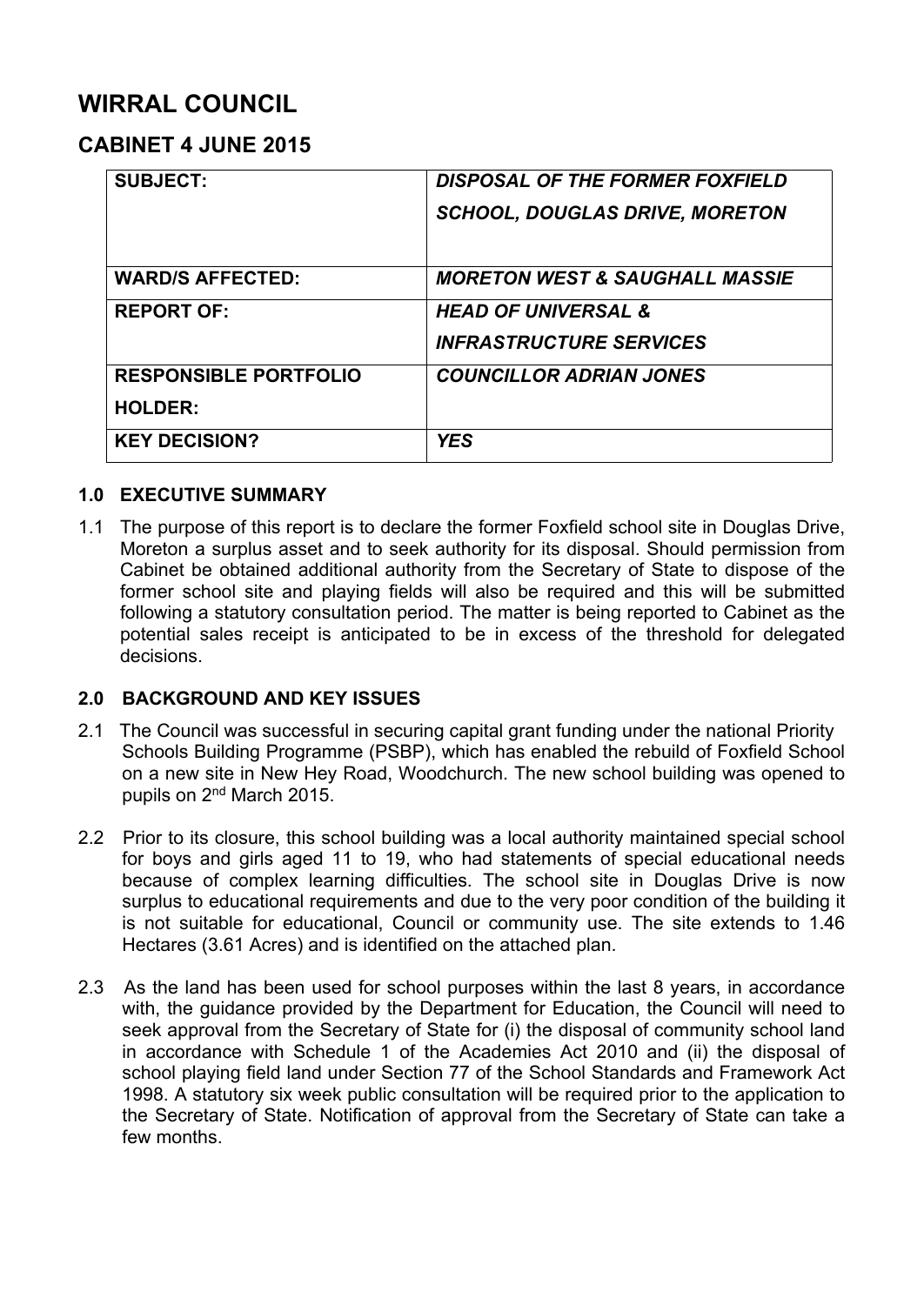# WIRRAL COUNCIL

## CABINET 4 JUNE 2015

| | |
|---|---|
| **SUBJECT:** | ***DISPOSAL OF THE FORMER FOXFIELD SCHOOL, DOUGLAS DRIVE, MORETON*** |
| **WARD/S AFFECTED:** | ***MORETON WEST & SAUGHALL MASSIE*** |
| **REPORT OF:** | ***HEAD OF UNIVERSAL & INFRASTRUCTURE SERVICES*** |
| **RESPONSIBLE PORTFOLIO HOLDER:** | ***COUNCILLOR ADRIAN JONES*** |
| **KEY DECISION?** | ***YES*** |

### 1.0 EXECUTIVE SUMMARY

1.1 The purpose of this report is to declare the former Foxfield school site in Douglas Drive, Moreton a surplus asset and to seek authority for its disposal. Should permission from Cabinet be obtained additional authority from the Secretary of State to dispose of the former school site and playing fields will also be required and this will be submitted following a statutory consultation period. The matter is being reported to Cabinet as the potential sales receipt is anticipated to be in excess of the threshold for delegated decisions.

### 2.0 BACKGROUND AND KEY ISSUES

2.1 The Council was successful in securing capital grant funding under the national Priority Schools Building Programme (PSBP), which has enabled the rebuild of Foxfield School on a new site in New Hey Road, Woodchurch. The new school building was opened to pupils on 2nd March 2015.

2.2 Prior to its closure, this school building was a local authority maintained special school for boys and girls aged 11 to 19, who had statements of special educational needs because of complex learning difficulties. The school site in Douglas Drive is now surplus to educational requirements and due to the very poor condition of the building it is not suitable for educational, Council or community use. The site extends to 1.46 Hectares (3.61 Acres) and is identified on the attached plan.

2.3 As the land has been used for school purposes within the last 8 years, in accordance with, the guidance provided by the Department for Education, the Council will need to seek approval from the Secretary of State for (i) the disposal of community school land in accordance with Schedule 1 of the Academies Act 2010 and (ii) the disposal of school playing field land under Section 77 of the School Standards and Framework Act 1998. A statutory six week public consultation will be required prior to the application to the Secretary of State. Notification of approval from the Secretary of State can take a few months.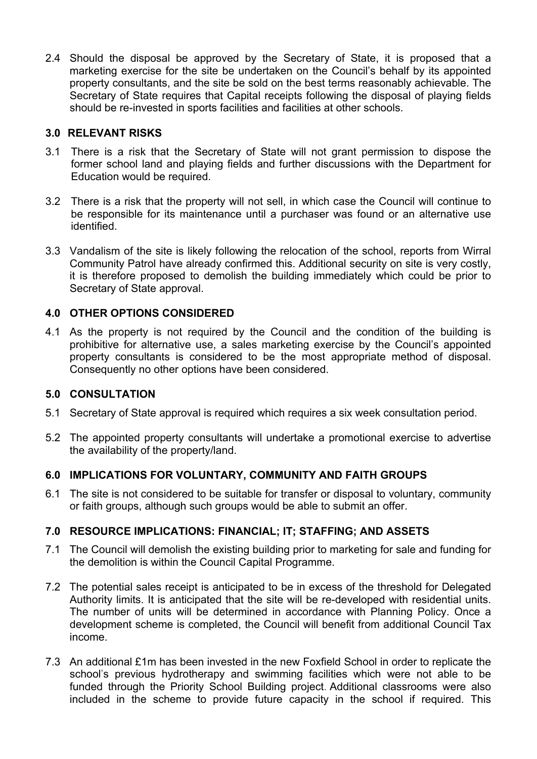2.4 Should the disposal be approved by the Secretary of State, it is proposed that a marketing exercise for the site be undertaken on the Council's behalf by its appointed property consultants, and the site be sold on the best terms reasonably achievable. The Secretary of State requires that Capital receipts following the disposal of playing fields should be re-invested in sports facilities and facilities at other schools.

## 3.0 RELEVANT RISKS

3.1 There is a risk that the Secretary of State will not grant permission to dispose the former school land and playing fields and further discussions with the Department for Education would be required.

3.2 There is a risk that the property will not sell, in which case the Council will continue to be responsible for its maintenance until a purchaser was found or an alternative use identified.

3.3 Vandalism of the site is likely following the relocation of the school, reports from Wirral Community Patrol have already confirmed this. Additional security on site is very costly, it is therefore proposed to demolish the building immediately which could be prior to Secretary of State approval.

## 4.0 OTHER OPTIONS CONSIDERED

4.1 As the property is not required by the Council and the condition of the building is prohibitive for alternative use, a sales marketing exercise by the Council's appointed property consultants is considered to be the most appropriate method of disposal. Consequently no other options have been considered.

## 5.0 CONSULTATION

5.1 Secretary of State approval is required which requires a six week consultation period.

5.2 The appointed property consultants will undertake a promotional exercise to advertise the availability of the property/land.

## 6.0 IMPLICATIONS FOR VOLUNTARY, COMMUNITY AND FAITH GROUPS

6.1 The site is not considered to be suitable for transfer or disposal to voluntary, community or faith groups, although such groups would be able to submit an offer.

## 7.0 RESOURCE IMPLICATIONS: FINANCIAL; IT; STAFFING; AND ASSETS

7.1 The Council will demolish the existing building prior to marketing for sale and funding for the demolition is within the Council Capital Programme.

7.2 The potential sales receipt is anticipated to be in excess of the threshold for Delegated Authority limits. It is anticipated that the site will be re-developed with residential units. The number of units will be determined in accordance with Planning Policy. Once a development scheme is completed, the Council will benefit from additional Council Tax income.

7.3 An additional £1m has been invested in the new Foxfield School in order to replicate the school's previous hydrotherapy and swimming facilities which were not able to be funded through the Priority School Building project. Additional classrooms were also included in the scheme to provide future capacity in the school if required. This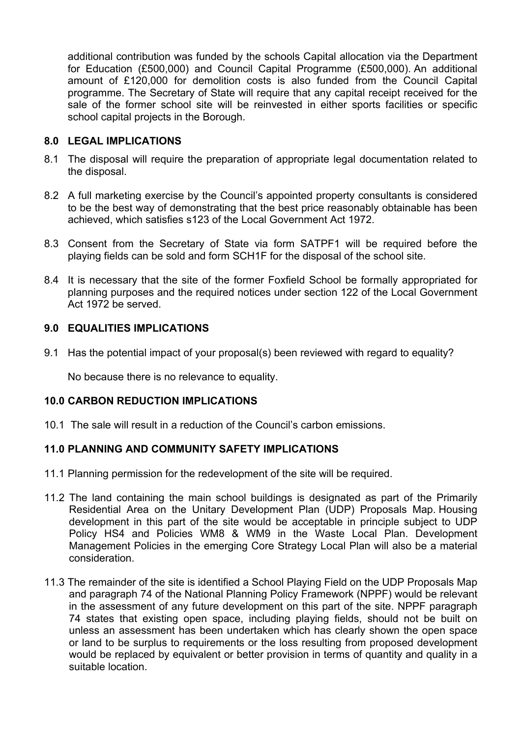additional contribution was funded by the schools Capital allocation via the Department for Education (£500,000) and Council Capital Programme (£500,000). An additional amount of £120,000 for demolition costs is also funded from the Council Capital programme. The Secretary of State will require that any capital receipt received for the sale of the former school site will be reinvested in either sports facilities or specific school capital projects in the Borough.

## 8.0 LEGAL IMPLICATIONS

8.1 The disposal will require the preparation of appropriate legal documentation related to the disposal.

8.2 A full marketing exercise by the Council's appointed property consultants is considered to be the best way of demonstrating that the best price reasonably obtainable has been achieved, which satisfies s123 of the Local Government Act 1972.

8.3 Consent from the Secretary of State via form SATPF1 will be required before the playing fields can be sold and form SCH1F for the disposal of the school site.

8.4 It is necessary that the site of the former Foxfield School be formally appropriated for planning purposes and the required notices under section 122 of the Local Government Act 1972 be served.

## 9.0 EQUALITIES IMPLICATIONS

9.1 Has the potential impact of your proposal(s) been reviewed with regard to equality?

No because there is no relevance to equality.

## 10.0 CARBON REDUCTION IMPLICATIONS

10.1 The sale will result in a reduction of the Council's carbon emissions.

## 11.0 PLANNING AND COMMUNITY SAFETY IMPLICATIONS

11.1 Planning permission for the redevelopment of the site will be required.

11.2 The land containing the main school buildings is designated as part of the Primarily Residential Area on the Unitary Development Plan (UDP) Proposals Map. Housing development in this part of the site would be acceptable in principle subject to UDP Policy HS4 and Policies WM8 & WM9 in the Waste Local Plan. Development Management Policies in the emerging Core Strategy Local Plan will also be a material consideration.

11.3 The remainder of the site is identified a School Playing Field on the UDP Proposals Map and paragraph 74 of the National Planning Policy Framework (NPPF) would be relevant in the assessment of any future development on this part of the site. NPPF paragraph 74 states that existing open space, including playing fields, should not be built on unless an assessment has been undertaken which has clearly shown the open space or land to be surplus to requirements or the loss resulting from proposed development would be replaced by equivalent or better provision in terms of quantity and quality in a suitable location.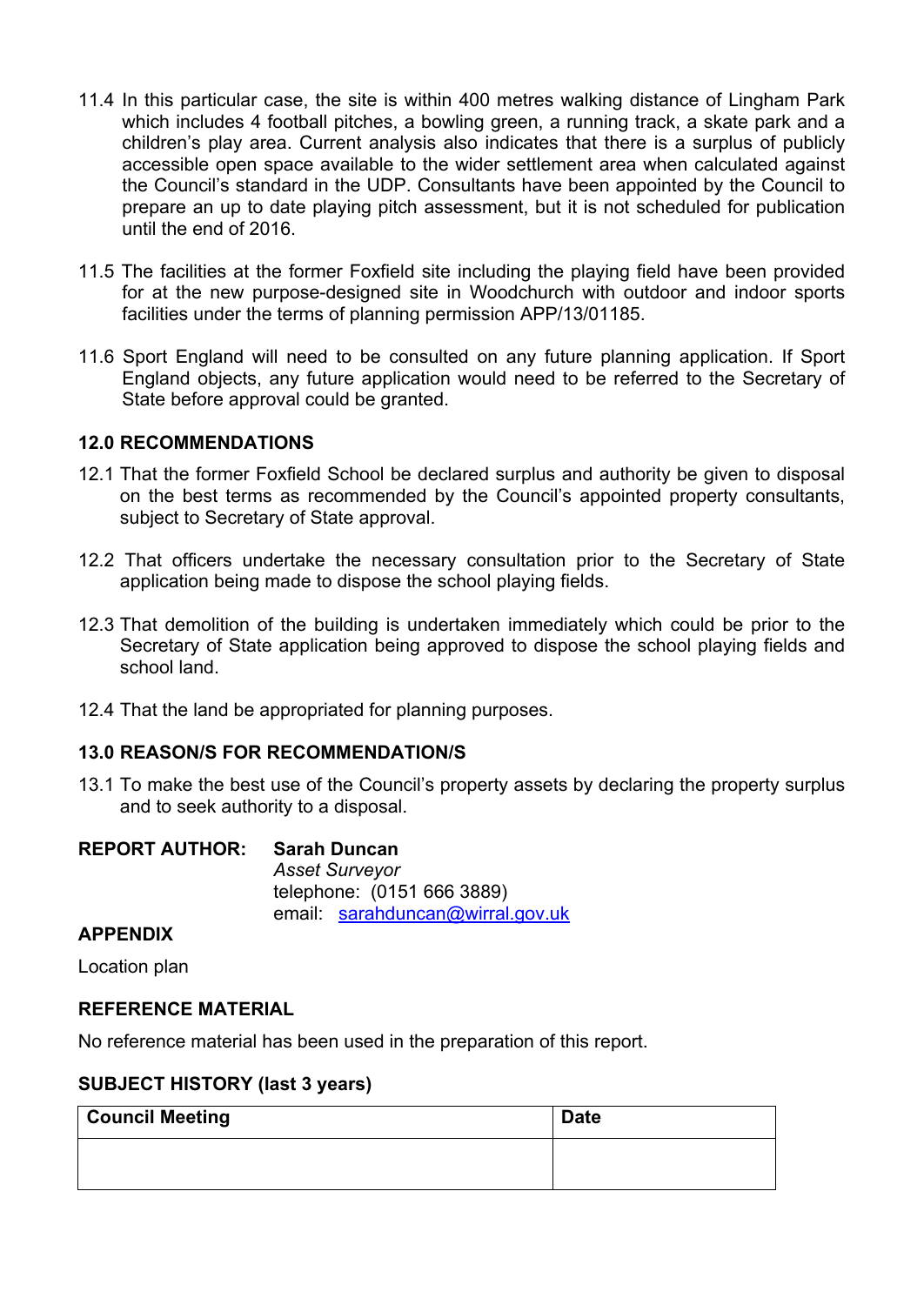11.4 In this particular case, the site is within 400 metres walking distance of Lingham Park which includes 4 football pitches, a bowling green, a running track, a skate park and a children's play area. Current analysis also indicates that there is a surplus of publicly accessible open space available to the wider settlement area when calculated against the Council's standard in the UDP. Consultants have been appointed by the Council to prepare an up to date playing pitch assessment, but it is not scheduled for publication until the end of 2016.

11.5 The facilities at the former Foxfield site including the playing field have been provided for at the new purpose-designed site in Woodchurch with outdoor and indoor sports facilities under the terms of planning permission APP/13/01185.

11.6 Sport England will need to be consulted on any future planning application. If Sport England objects, any future application would need to be referred to the Secretary of State before approval could be granted.

## 12.0 RECOMMENDATIONS

12.1 That the former Foxfield School be declared surplus and authority be given to disposal on the best terms as recommended by the Council's appointed property consultants, subject to Secretary of State approval.

12.2 That officers undertake the necessary consultation prior to the Secretary of State application being made to dispose the school playing fields.

12.3 That demolition of the building is undertaken immediately which could be prior to the Secretary of State application being approved to dispose the school playing fields and school land.

12.4 That the land be appropriated for planning purposes.

## 13.0 REASON/S FOR RECOMMENDATION/S

13.1 To make the best use of the Council's property assets by declaring the property surplus and to seek authority to a disposal.

**REPORT AUTHOR:** **Sarah Duncan**
*Asset Surveyor*
telephone: (0151 666 3889)
email: sarahduncan@wirral.gov.uk

## APPENDIX

Location plan

## REFERENCE MATERIAL

No reference material has been used in the preparation of this report.

## SUBJECT HISTORY (last 3 years)

| Council Meeting | Date |
|---|---|
| | |